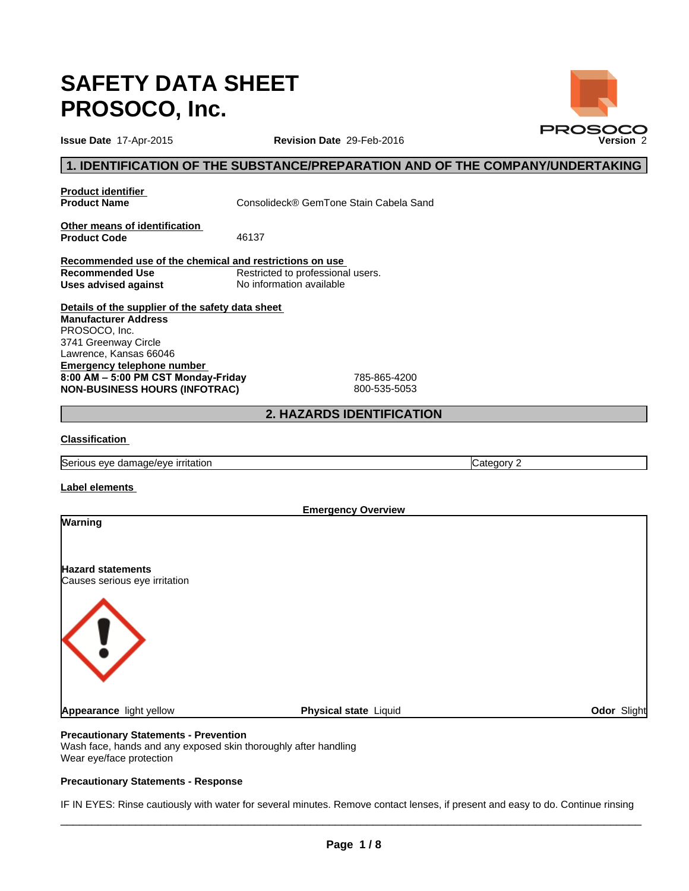# SAFETY DATA SHEET
# PROSOCO, Inc.

**Issue Date** 17-Apr-2015 **Revision Date** 29-Feb-2016 **Version** 2

## 1. IDENTIFICATION OF THE SUBSTANCE/PREPARATION AND OF THE COMPANY/UNDERTAKING

**Product identifier**

**Product Name** Consolideck® GemTone Stain Cabela Sand

**Other means of identification**

**Product Code** 46137

**Recommended use of the chemical and restrictions on use**

**Recommended Use** Restricted to professional users.

**Uses advised against** No information available

**Details of the supplier of the safety data sheet**

**Manufacturer Address**
PROSOCO, Inc.
3741 Greenway Circle
Lawrence, Kansas 66046

**Emergency telephone number**

**8:00 AM – 5:00 PM CST Monday-Friday** 785-865-4200
**NON-BUSINESS HOURS (INFOTRAC)** 800-535-5053

## 2. HAZARDS IDENTIFICATION

**Classification**

| Serious eye damage/eye irritation | Category 2 |
|---|---|

**Label elements**

**Emergency Overview**

**Warning**

**Hazard statements**
Causes serious eye irritation

**Appearance** light yellow **Physical state** Liquid **Odor** Slight

**Precautionary Statements - Prevention**
Wash face, hands and any exposed skin thoroughly after handling
Wear eye/face protection

**Precautionary Statements - Response**

IF IN EYES: Rinse cautiously with water for several minutes. Remove contact lenses, if present and easy to do. Continue rinsing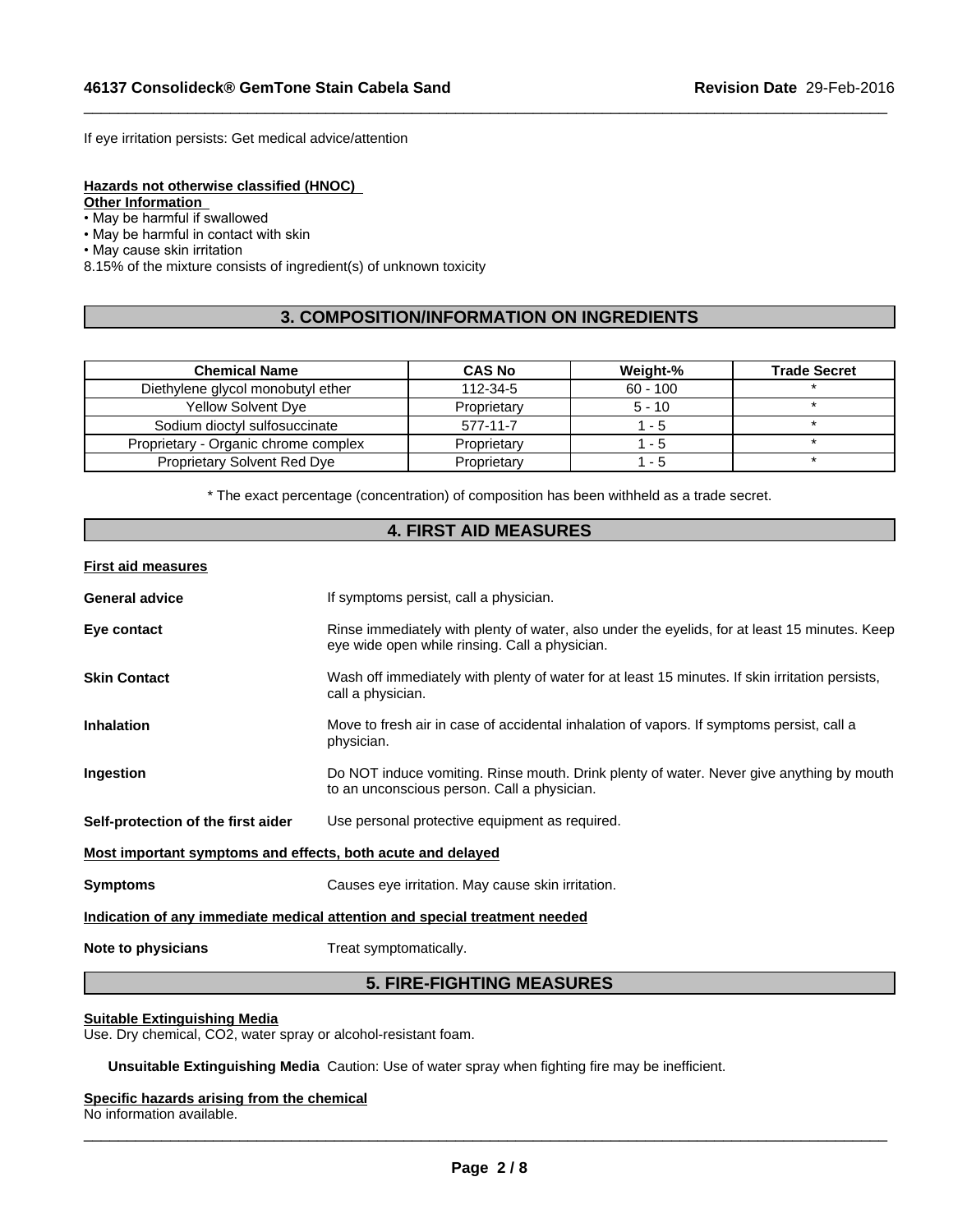If eye irritation persists: Get medical advice/attention

**Hazards not otherwise classified (HNOC)**

**Other Information**

- May be harmful if swallowed
- May be harmful in contact with skin
- May cause skin irritation

8.15% of the mixture consists of ingredient(s) of unknown toxicity

## 3. COMPOSITION/INFORMATION ON INGREDIENTS

| Chemical Name | CAS No | Weight-% | Trade Secret |
|---|---|---|---|
| Diethylene glycol monobutyl ether | 112-34-5 | 60 - 100 | * |
| Yellow Solvent Dye | Proprietary | 5 - 10 | * |
| Sodium dioctyl sulfosuccinate | 577-11-7 | 1 - 5 | * |
| Proprietary - Organic chrome complex | Proprietary | 1 - 5 | * |
| Proprietary Solvent Red Dye | Proprietary | 1 - 5 | * |

* The exact percentage (concentration) of composition has been withheld as a trade secret.

## 4. FIRST AID MEASURES

**First aid measures**

**General advice** If symptoms persist, call a physician.

**Eye contact** Rinse immediately with plenty of water, also under the eyelids, for at least 15 minutes. Keep eye wide open while rinsing. Call a physician.

**Skin Contact** Wash off immediately with plenty of water for at least 15 minutes. If skin irritation persists, call a physician.

**Inhalation** Move to fresh air in case of accidental inhalation of vapors. If symptoms persist, call a physician.

**Ingestion** Do NOT induce vomiting. Rinse mouth. Drink plenty of water. Never give anything by mouth to an unconscious person. Call a physician.

**Self-protection of the first aider** Use personal protective equipment as required.

**Most important symptoms and effects, both acute and delayed**

**Symptoms** Causes eye irritation. May cause skin irritation.

**Indication of any immediate medical attention and special treatment needed**

**Note to physicians** Treat symptomatically.

## 5. FIRE-FIGHTING MEASURES

**Suitable Extinguishing Media**

Use. Dry chemical, $CO_2$, water spray or alcohol-resistant foam.

**Unsuitable Extinguishing Media** Caution: Use of water spray when fighting fire may be inefficient.

**Specific hazards arising from the chemical**

No information available.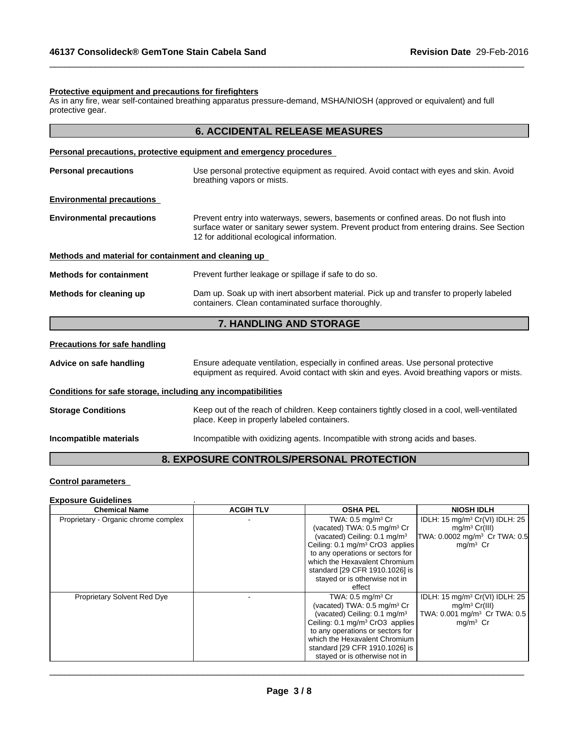**Protective equipment and precautions for firefighters**

As in any fire, wear self-contained breathing apparatus pressure-demand, MSHA/NIOSH (approved or equivalent) and full protective gear.

## 6. ACCIDENTAL RELEASE MEASURES

**Personal precautions, protective equipment and emergency procedures**

**Personal precautions** Use personal protective equipment as required. Avoid contact with eyes and skin. Avoid breathing vapors or mists.

**Environmental precautions**

**Environmental precautions** Prevent entry into waterways, sewers, basements or confined areas. Do not flush into surface water or sanitary sewer system. Prevent product from entering drains. See Section 12 for additional ecological information.

**Methods and material for containment and cleaning up**

**Methods for containment** Prevent further leakage or spillage if safe to do so.

**Methods for cleaning up** Dam up. Soak up with inert absorbent material. Pick up and transfer to properly labeled containers. Clean contaminated surface thoroughly.

## 7. HANDLING AND STORAGE

**Precautions for safe handling**

**Advice on safe handling** Ensure adequate ventilation, especially in confined areas. Use personal protective equipment as required. Avoid contact with skin and eyes. Avoid breathing vapors or mists.

**Conditions for safe storage, including any incompatibilities**

**Storage Conditions** Keep out of the reach of children. Keep containers tightly closed in a cool, well-ventilated place. Keep in properly labeled containers.

**Incompatible materials** Incompatible with oxidizing agents. Incompatible with strong acids and bases.

## 8. EXPOSURE CONTROLS/PERSONAL PROTECTION

**Control parameters**

**Exposure Guidelines** .

| Chemical Name | ACGIH TLV | OSHA PEL | NIOSH IDLH |
|---|---|---|---|
| Proprietary - Organic chrome complex | - | TWA: 0.5 mg/m³ Cr (vacated) TWA: 0.5 mg/m³ Cr (vacated) Ceiling: 0.1 mg/m³ Ceiling: 0.1 mg/m³ CrO3 applies to any operations or sectors for which the Hexavalent Chromium standard [29 CFR 1910.1026] is stayed or is otherwise not in effect | IDLH: 15 mg/m³ Cr(VI) IDLH: 25 mg/m³ Cr(III) TWA: 0.0002 mg/m³ Cr TWA: 0.5 mg/m³ Cr |
| Proprietary Solvent Red Dye | - | TWA: 0.5 mg/m³ Cr (vacated) TWA: 0.5 mg/m³ Cr (vacated) Ceiling: 0.1 mg/m³ Ceiling: 0.1 mg/m³ CrO3 applies to any operations or sectors for which the Hexavalent Chromium standard [29 CFR 1910.1026] is stayed or is otherwise not in | IDLH: 15 mg/m³ Cr(VI) IDLH: 25 mg/m³ Cr(III) TWA: 0.001 mg/m³ Cr TWA: 0.5 mg/m³ Cr |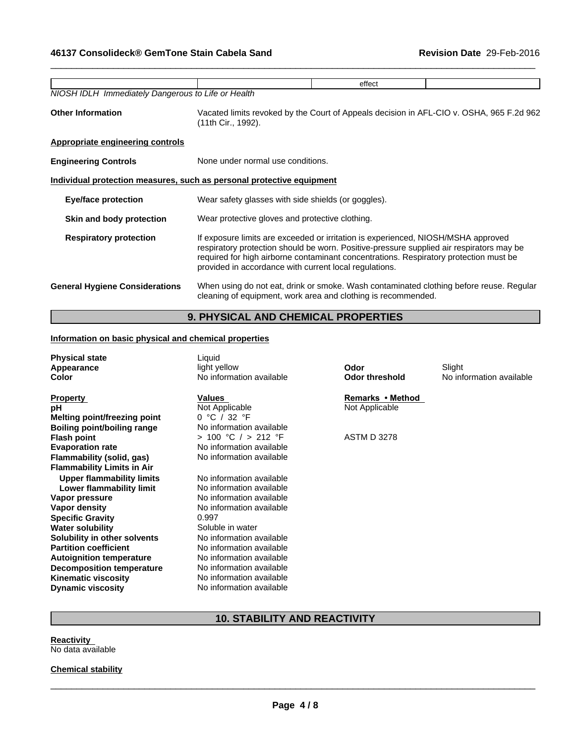| | | effect | |
|---|---|---|---|

*NIOSH IDLH Immediately Dangerous to Life or Health*

**Other Information** Vacated limits revoked by the Court of Appeals decision in AFL-CIO v. OSHA, 965 F.2d 962 (11th Cir., 1992).

**Appropriate engineering controls**

**Engineering Controls** None under normal use conditions.

**Individual protection measures, such as personal protective equipment**

**Eye/face protection** Wear safety glasses with side shields (or goggles).

**Skin and body protection** Wear protective gloves and protective clothing.

**Respiratory protection** If exposure limits are exceeded or irritation is experienced, NIOSH/MSHA approved respiratory protection should be worn. Positive-pressure supplied air respirators may be required for high airborne contaminant concentrations. Respiratory protection must be provided in accordance with current local regulations.

**General Hygiene Considerations** When using do not eat, drink or smoke. Wash contaminated clothing before reuse. Regular cleaning of equipment, work area and clothing is recommended.

## 9. PHYSICAL AND CHEMICAL PROPERTIES

**Information on basic physical and chemical properties**

| | | | |
|---|---|---|---|
| **Physical state** | Liquid | | |
| **Appearance** | light yellow | **Odor** | Slight |
| **Color** | No information available | **Odor threshold** | No information available |

| **Property** | **Values** | **Remarks • Method** |
|---|---|---|
| **pH** | Not Applicable | Not Applicable |
| **Melting point/freezing point** | 0 °C / 32 °F | |
| **Boiling point/boiling range** | No information available | |
| **Flash point** | > 100 °C / > 212 °F | ASTM D 3278 |
| **Evaporation rate** | No information available | |
| **Flammability (solid, gas)** | No information available | |
| **Flammability Limits in Air** | | |
| **Upper flammability limits** | No information available | |
| **Lower flammability limit** | No information available | |
| **Vapor pressure** | No information available | |
| **Vapor density** | No information available | |
| **Specific Gravity** | 0.997 | |
| **Water solubility** | Soluble in water | |
| **Solubility in other solvents** | No information available | |
| **Partition coefficient** | No information available | |
| **Autoignition temperature** | No information available | |
| **Decomposition temperature** | No information available | |
| **Kinematic viscosity** | No information available | |
| **Dynamic viscosity** | No information available | |

## 10. STABILITY AND REACTIVITY

**Reactivity**
No data available

**Chemical stability**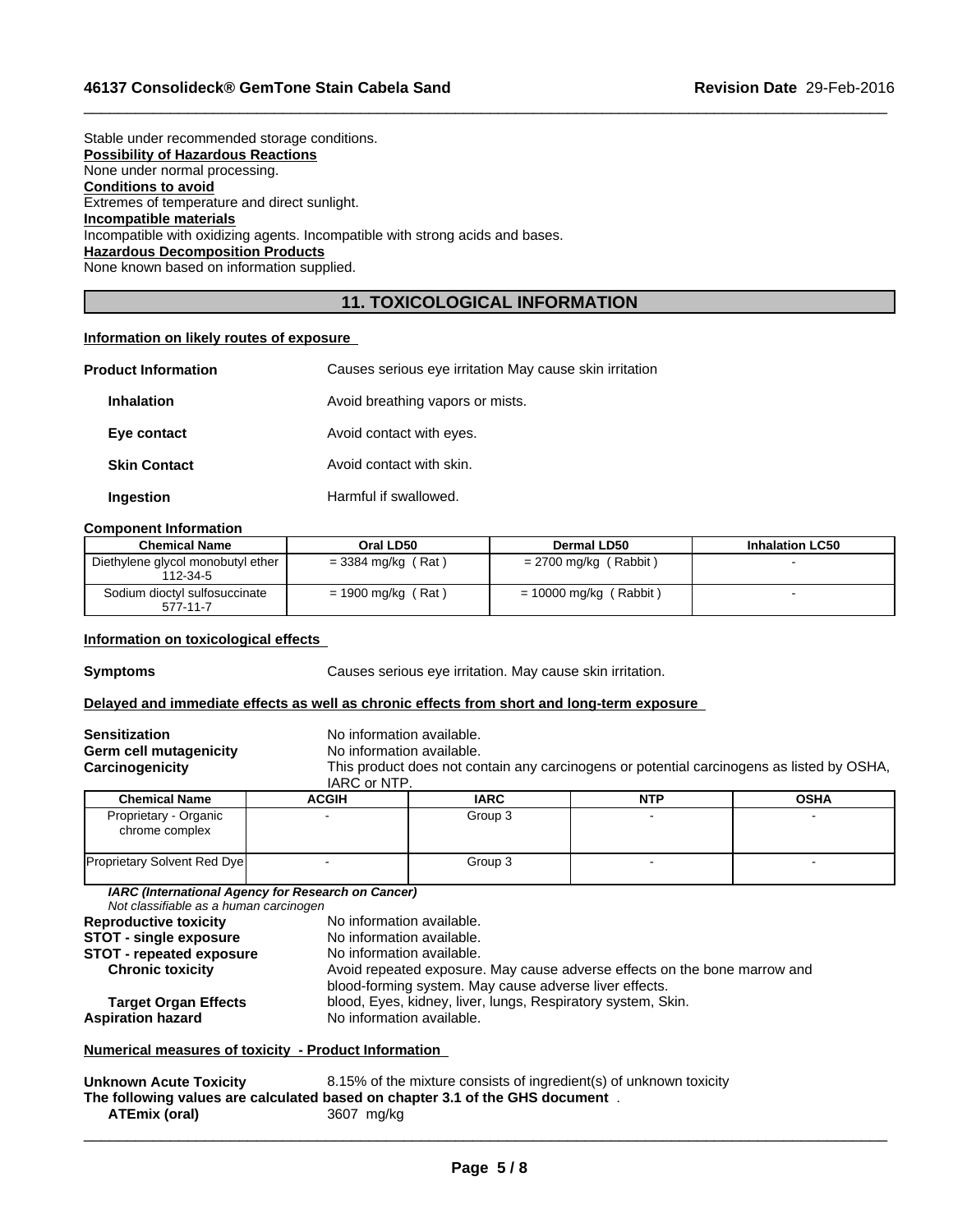Stable under recommended storage conditions.

**Possibility of Hazardous Reactions**

None under normal processing.

**Conditions to avoid**

Extremes of temperature and direct sunlight.

**Incompatible materials**

Incompatible with oxidizing agents. Incompatible with strong acids and bases.

**Hazardous Decomposition Products**

None known based on information supplied.

## 11. TOXICOLOGICAL INFORMATION

**Information on likely routes of exposure**

**Product Information** Causes serious eye irritation May cause skin irritation

**Inhalation** Avoid breathing vapors or mists.

**Eye contact** Avoid contact with eyes.

**Skin Contact** Avoid contact with skin.

**Ingestion** Harmful if swallowed.

**Component Information**

| Chemical Name | Oral LD50 | Dermal LD50 | Inhalation LC50 |
| --- | --- | --- | --- |
| Diethylene glycol monobutyl ether 112-34-5 | = 3384 mg/kg ( Rat ) | = 2700 mg/kg ( Rabbit ) | - |
| Sodium dioctyl sulfosuccinate 577-11-7 | = 1900 mg/kg ( Rat ) | = 10000 mg/kg ( Rabbit ) | - |

**Information on toxicological effects**

**Symptoms** Causes serious eye irritation. May cause skin irritation.

**Delayed and immediate effects as well as chronic effects from short and long-term exposure**

**Sensitization** No information available.
**Germ cell mutagenicity** No information available.
**Carcinogenicity** This product does not contain any carcinogens or potential carcinogens as listed by OSHA, IARC or NTP.

| Chemical Name | ACGIH | IARC | NTP | OSHA |
| --- | --- | --- | --- | --- |
| Proprietary - Organic chrome complex | - | Group 3 | - | - |
| Proprietary Solvent Red Dye | - | Group 3 | - | - |

***IARC (International Agency for Research on Cancer)***
*Not classifiable as a human carcinogen*

**Reproductive toxicity** No information available.
**STOT - single exposure** No information available.
**STOT - repeated exposure** No information available.
**Chronic toxicity** Avoid repeated exposure. May cause adverse effects on the bone marrow and blood-forming system. May cause adverse liver effects.
**Target Organ Effects** blood, Eyes, kidney, liver, lungs, Respiratory system, Skin.
**Aspiration hazard** No information available.

**Numerical measures of toxicity - Product Information**

**Unknown Acute Toxicity** 8.15% of the mixture consists of ingredient(s) of unknown toxicity
**The following values are calculated based on chapter 3.1 of the GHS document** .
**ATEmix (oral)** 3607 mg/kg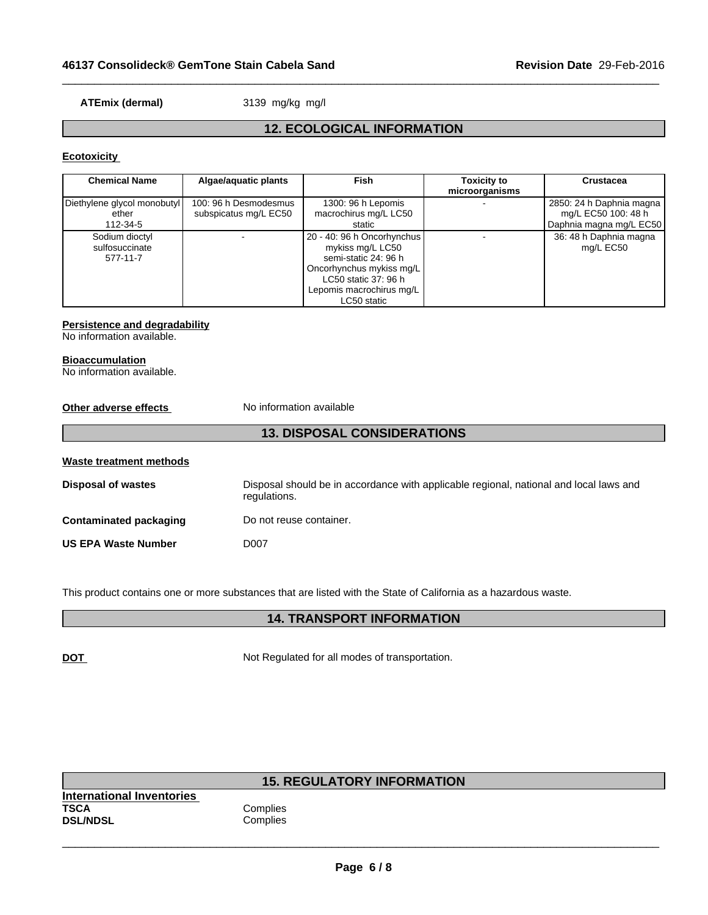**ATEmix (dermal)** 3139 mg/kg mg/l

## 12. ECOLOGICAL INFORMATION

**Ecotoxicity**

| Chemical Name | Algae/aquatic plants | Fish | Toxicity to microorganisms | Crustacea |
|---|---|---|---|---|
| Diethylene glycol monobutyl ether 112-34-5 | 100: 96 h Desmodesmus subspicatus mg/L EC50 | 1300: 96 h Lepomis macrochirus mg/L LC50 static | - | 2850: 24 h Daphnia magna mg/L EC50 100: 48 h Daphnia magna mg/L EC50 |
| Sodium dioctyl sulfosuccinate 577-11-7 | - | 20 - 40: 96 h Oncorhynchus mykiss mg/L LC50 semi-static 24: 96 h Oncorhynchus mykiss mg/L LC50 static 37: 96 h Lepomis macrochirus mg/L LC50 static | - | 36: 48 h Daphnia magna mg/L EC50 |

**Persistence and degradability**
No information available.

**Bioaccumulation**
No information available.

**Other adverse effects** No information available

## 13. DISPOSAL CONSIDERATIONS

**Waste treatment methods**

**Disposal of wastes** Disposal should be in accordance with applicable regional, national and local laws and regulations.

**Contaminated packaging** Do not reuse container.

**US EPA Waste Number** D007

This product contains one or more substances that are listed with the State of California as a hazardous waste.

## 14. TRANSPORT INFORMATION

**DOT** Not Regulated for all modes of transportation.

## 15. REGULATORY INFORMATION

**International Inventories**
**TSCA** Complies
**DSL/NDSL** Complies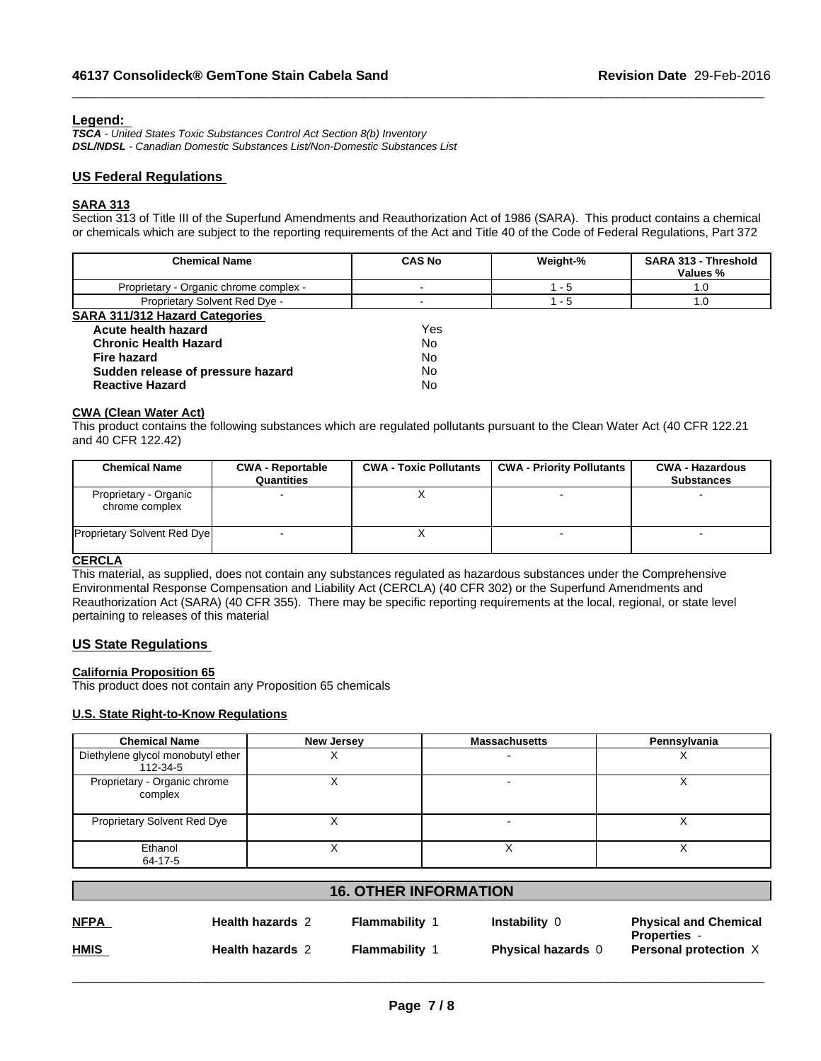## Legend:

***TSCA*** *- United States Toxic Substances Control Act Section 8(b) Inventory*
***DSL/NDSL*** *- Canadian Domestic Substances List/Non-Domestic Substances List*

## US Federal Regulations

### SARA 313

Section 313 of Title III of the Superfund Amendments and Reauthorization Act of 1986 (SARA). This product contains a chemical or chemicals which are subject to the reporting requirements of the Act and Title 40 of the Code of Federal Regulations, Part 372

| Chemical Name | CAS No | Weight-% | SARA 313 - Threshold Values % |
|---|---|---|---|
| Proprietary - Organic chrome complex - | - | 1 - 5 | 1.0 |
| Proprietary Solvent Red Dye - | - | 1 - 5 | 1.0 |

### SARA 311/312 Hazard Categories

| | |
|---|---|
| **Acute health hazard** | Yes |
| **Chronic Health Hazard** | No |
| **Fire hazard** | No |
| **Sudden release of pressure hazard** | No |
| **Reactive Hazard** | No |

### CWA (Clean Water Act)

This product contains the following substances which are regulated pollutants pursuant to the Clean Water Act (40 CFR 122.21 and 40 CFR 122.42)

| Chemical Name | CWA - Reportable Quantities | CWA - Toxic Pollutants | CWA - Priority Pollutants | CWA - Hazardous Substances |
|---|---|---|---|---|
| Proprietary - Organic chrome complex | - | X | - | - |
| Proprietary Solvent Red Dye | - | X | - | - |

### CERCLA

This material, as supplied, does not contain any substances regulated as hazardous substances under the Comprehensive Environmental Response Compensation and Liability Act (CERCLA) (40 CFR 302) or the Superfund Amendments and Reauthorization Act (SARA) (40 CFR 355). There may be specific reporting requirements at the local, regional, or state level pertaining to releases of this material

## US State Regulations

### California Proposition 65

This product does not contain any Proposition 65 chemicals

### U.S. State Right-to-Know Regulations

| Chemical Name | New Jersey | Massachusetts | Pennsylvania |
|---|---|---|---|
| Diethylene glycol monobutyl ether 112-34-5 | X | - | X |
| Proprietary - Organic chrome complex | X | - | X |
| Proprietary Solvent Red Dye | X | - | X |
| Ethanol 64-17-5 | X | X | X |

## 16. OTHER INFORMATION

| | | | | |
|---|---|---|---|---|
| **NFPA** | **Health hazards** 2 | **Flammability** 1 | **Instability** 0 | **Physical and Chemical Properties** - |
| **HMIS** | **Health hazards** 2 | **Flammability** 1 | **Physical hazards** 0 | **Personal protection** X |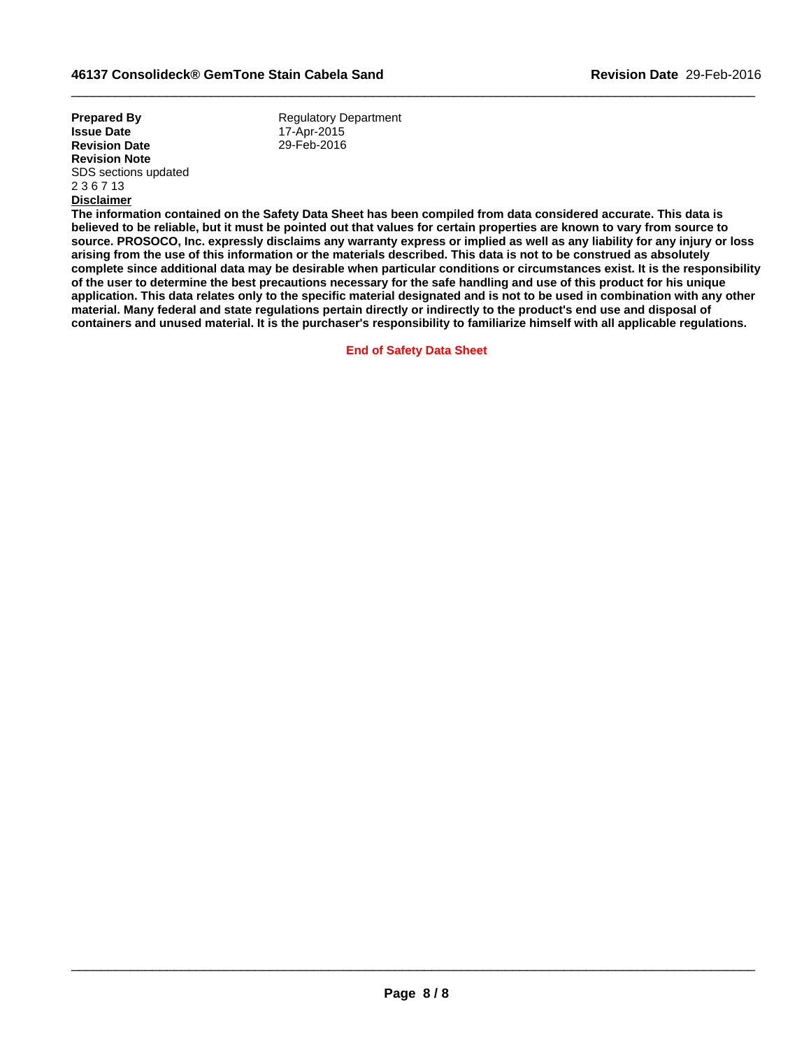**Prepared By** Regulatory Department
**Issue Date** 17-Apr-2015
**Revision Date** 29-Feb-2016
**Revision Note**
SDS sections updated
2 3 6 7 13

**Disclaimer**

**The information contained on the Safety Data Sheet has been compiled from data considered accurate. This data is believed to be reliable, but it must be pointed out that values for certain properties are known to vary from source to source. PROSOCO, Inc. expressly disclaims any warranty express or implied as well as any liability for any injury or loss arising from the use of this information or the materials described. This data is not to be construed as absolutely complete since additional data may be desirable when particular conditions or circumstances exist. It is the responsibility of the user to determine the best precautions necessary for the safe handling and use of this product for his unique application. This data relates only to the specific material designated and is not to be used in combination with any other material. Many federal and state regulations pertain directly or indirectly to the product's end use and disposal of containers and unused material. It is the purchaser's responsibility to familiarize himself with all applicable regulations.**

**End of Safety Data Sheet**